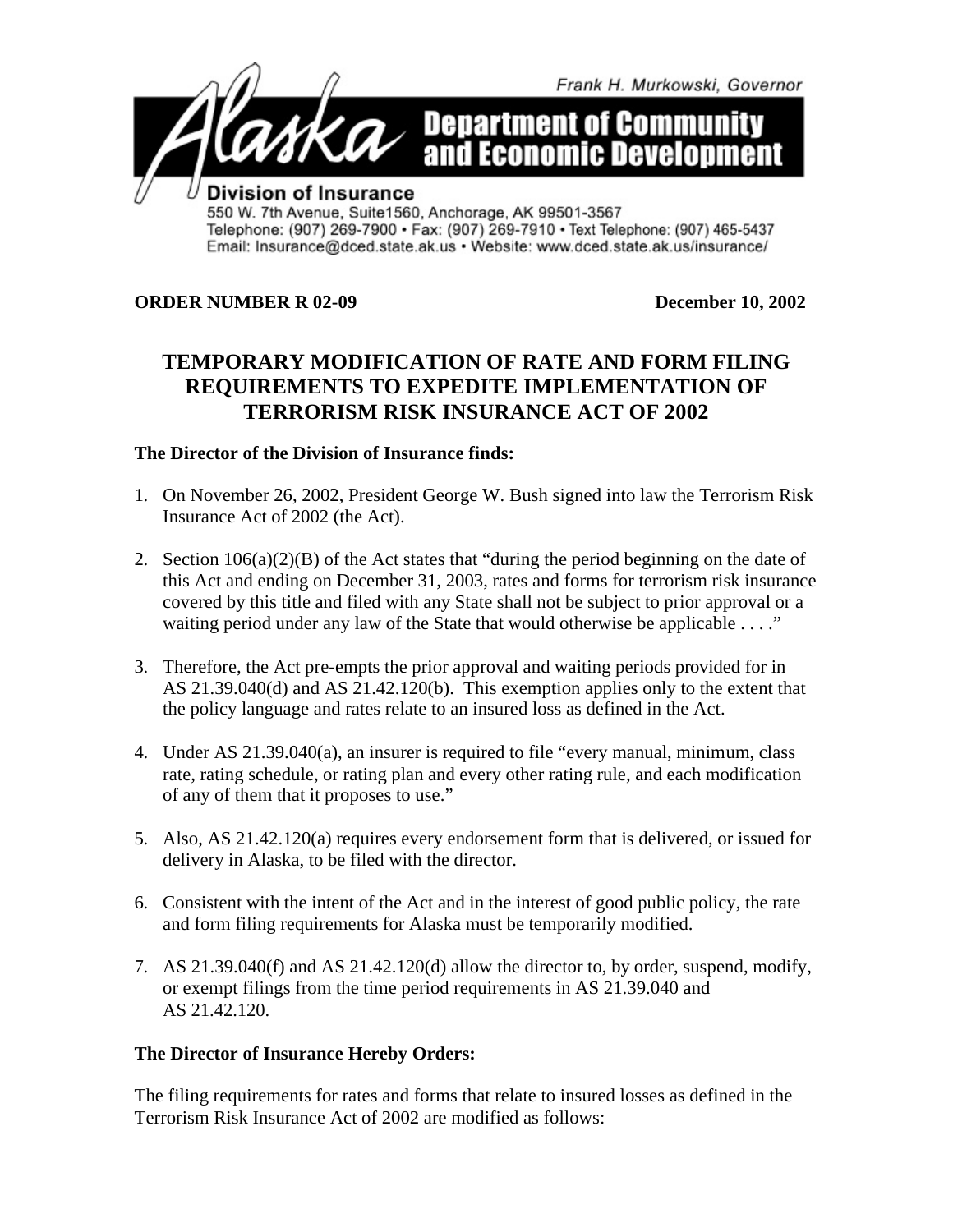Frank H. Murkowski, Governor

# Alaska Department of Community and Economic Development

**Division of Insurance**
550 W. 7th Avenue, Suite1560, Anchorage, AK 99501-3567
Telephone: (907) 269-7900 • Fax: (907) 269-7910 • Text Telephone: (907) 465-5437
Email: Insurance@dced.state.ak.us • Website: www.dced.state.ak.us/insurance/

**ORDER NUMBER R 02-09** **December 10, 2002**

## TEMPORARY MODIFICATION OF RATE AND FORM FILING REQUIREMENTS TO EXPEDITE IMPLEMENTATION OF TERRORISM RISK INSURANCE ACT OF 2002

**The Director of the Division of Insurance finds:**

1. On November 26, 2002, President George W. Bush signed into law the Terrorism Risk Insurance Act of 2002 (the Act).

2. Section 106(a)(2)(B) of the Act states that "during the period beginning on the date of this Act and ending on December 31, 2003, rates and forms for terrorism risk insurance covered by this title and filed with any State shall not be subject to prior approval or a waiting period under any law of the State that would otherwise be applicable . . . ."

3. Therefore, the Act pre-empts the prior approval and waiting periods provided for in AS 21.39.040(d) and AS 21.42.120(b). This exemption applies only to the extent that the policy language and rates relate to an insured loss as defined in the Act.

4. Under AS 21.39.040(a), an insurer is required to file "every manual, minimum, class rate, rating schedule, or rating plan and every other rating rule, and each modification of any of them that it proposes to use."

5. Also, AS 21.42.120(a) requires every endorsement form that is delivered, or issued for delivery in Alaska, to be filed with the director.

6. Consistent with the intent of the Act and in the interest of good public policy, the rate and form filing requirements for Alaska must be temporarily modified.

7. AS 21.39.040(f) and AS 21.42.120(d) allow the director to, by order, suspend, modify, or exempt filings from the time period requirements in AS 21.39.040 and AS 21.42.120.

**The Director of Insurance Hereby Orders:**

The filing requirements for rates and forms that relate to insured losses as defined in the Terrorism Risk Insurance Act of 2002 are modified as follows: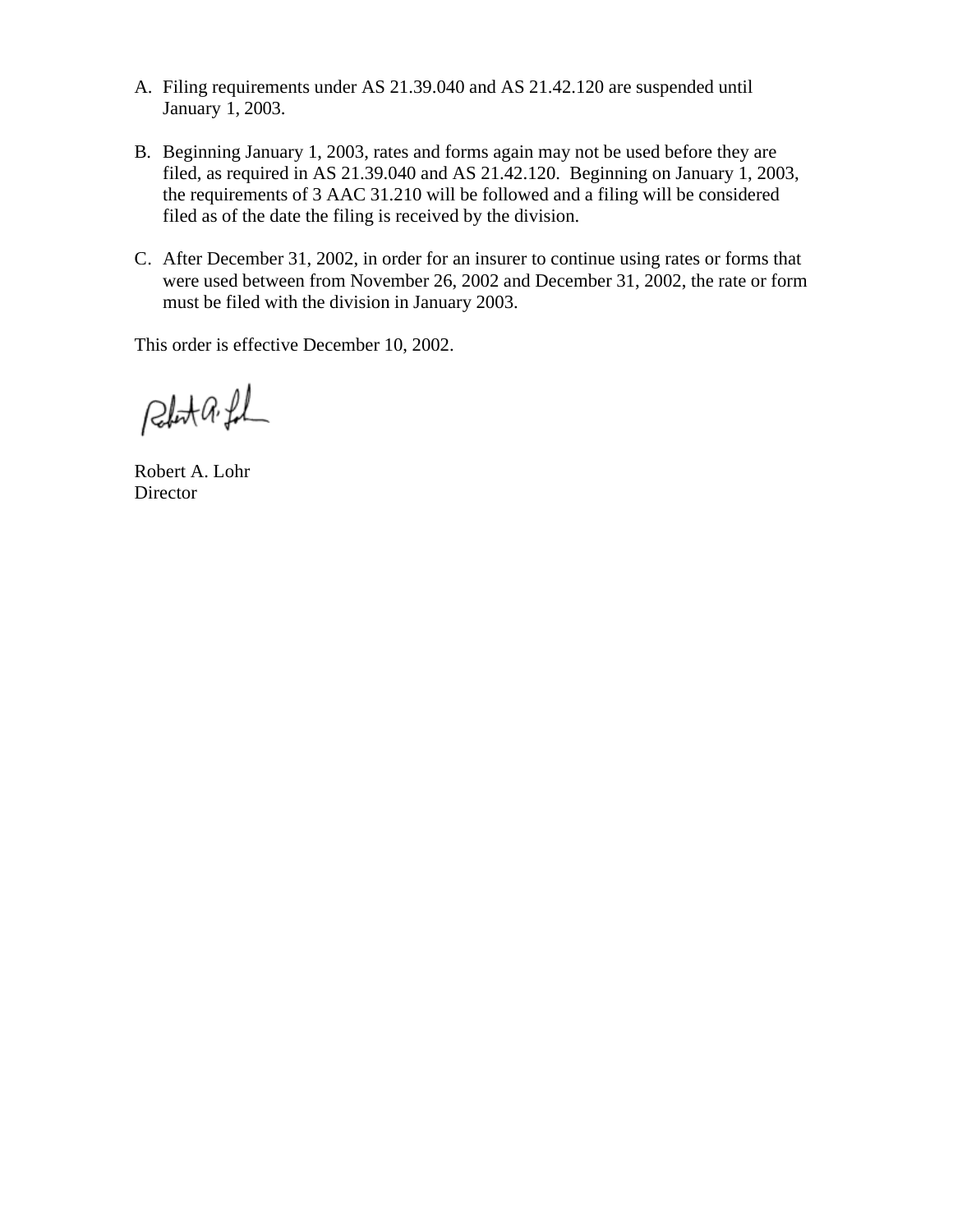A. Filing requirements under AS 21.39.040 and AS 21.42.120 are suspended until January 1, 2003.

B. Beginning January 1, 2003, rates and forms again may not be used before they are filed, as required in AS 21.39.040 and AS 21.42.120. Beginning on January 1, 2003, the requirements of 3 AAC 31.210 will be followed and a filing will be considered filed as of the date the filing is received by the division.

C. After December 31, 2002, in order for an insurer to continue using rates or forms that were used between from November 26, 2002 and December 31, 2002, the rate or form must be filed with the division in January 2003.

This order is effective December 10, 2002.

Robert A. Lohr
Director